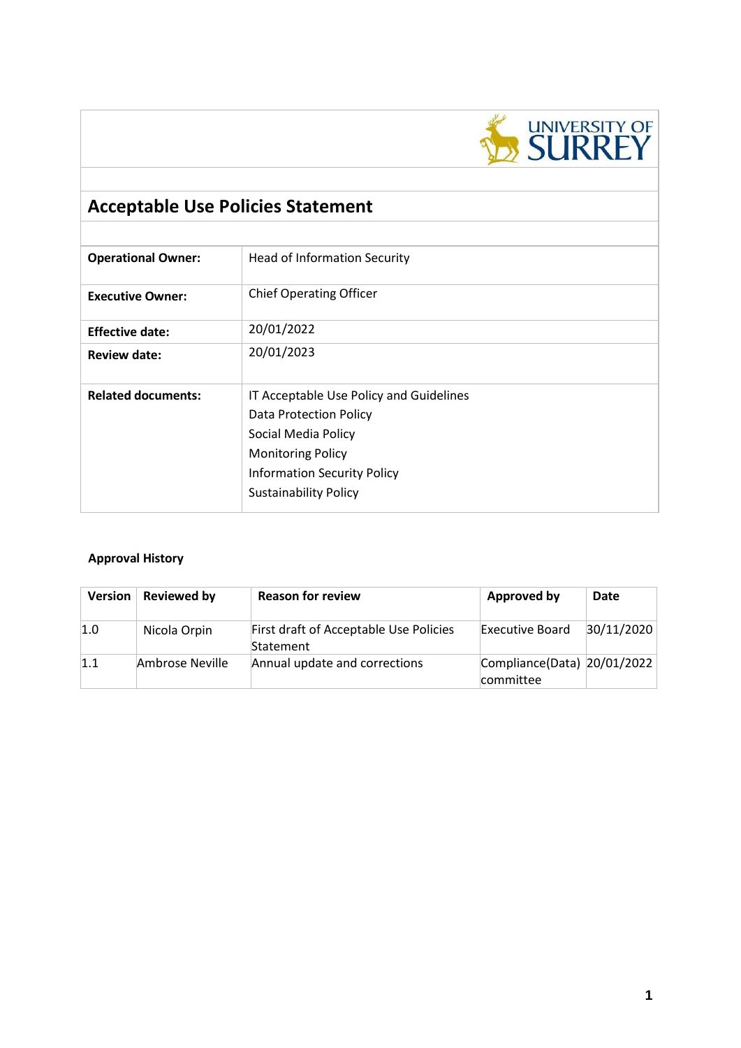# Acceptable Use Policies Statement

| | |
|---|---|
| **Operational Owner:** | Head of Information Security |
| **Executive Owner:** | Chief Operating Officer |
| **Effective date:** | 20/01/2022 |
| **Review date:** | 20/01/2023 |
| **Related documents:** | IT Acceptable Use Policy and Guidelines<br>Data Protection Policy<br>Social Media Policy<br>Monitoring Policy<br>Information Security Policy<br>Sustainability Policy |

**Approval History**

| Version | Reviewed by | Reason for review | Approved by | Date |
|---|---|---|---|---|
| 1.0 | Nicola Orpin | First draft of Acceptable Use Policies Statement | Executive Board | 30/11/2020 |
| 1.1 | Ambrose Neville | Annual update and corrections | Compliance(Data) committee | 20/01/2022 |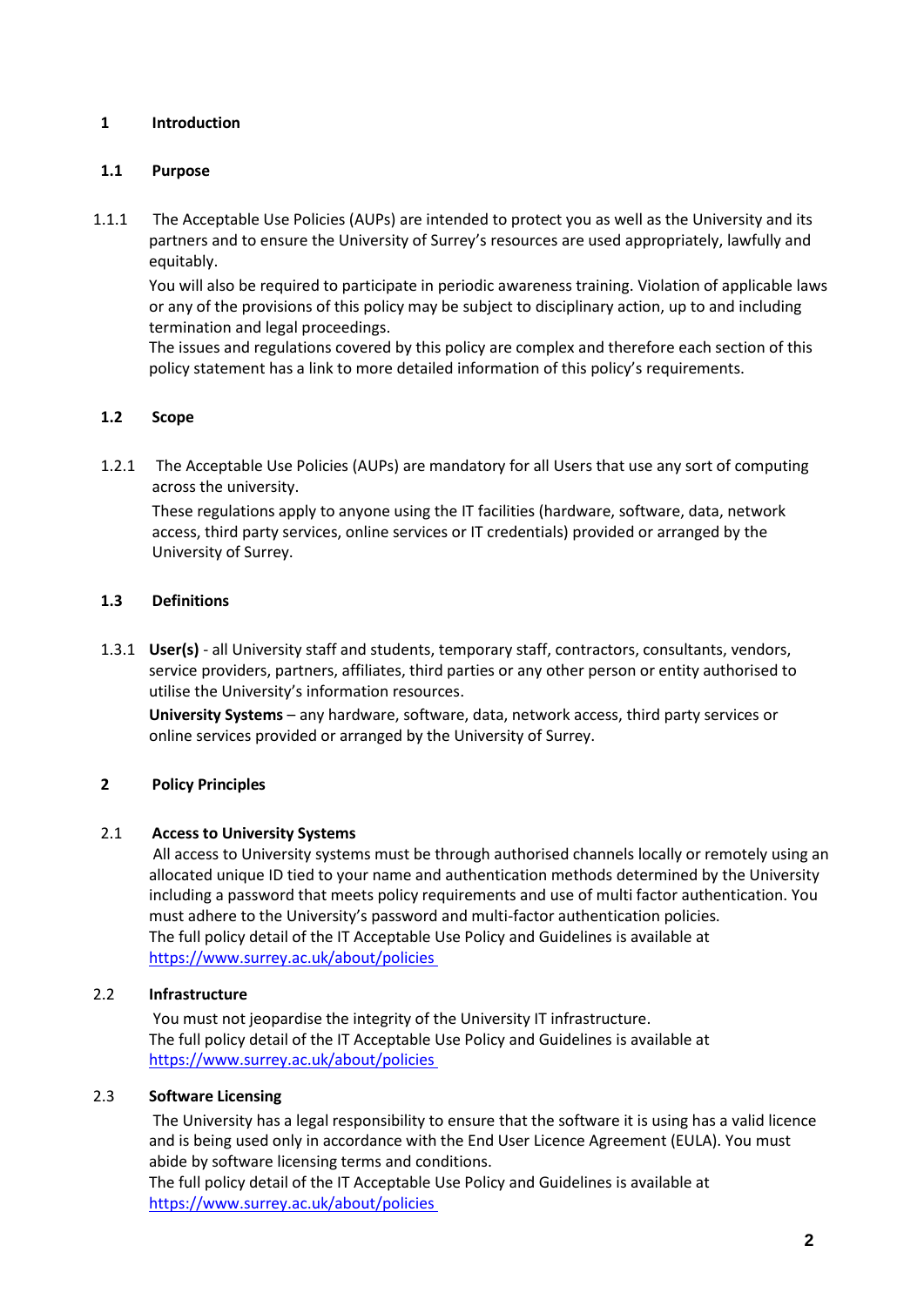# 1 Introduction

## 1.1 Purpose

1.1.1 The Acceptable Use Policies (AUPs) are intended to protect you as well as the University and its partners and to ensure the University of Surrey's resources are used appropriately, lawfully and equitably.

You will also be required to participate in periodic awareness training. Violation of applicable laws or any of the provisions of this policy may be subject to disciplinary action, up to and including termination and legal proceedings.

The issues and regulations covered by this policy are complex and therefore each section of this policy statement has a link to more detailed information of this policy's requirements.

## 1.2 Scope

1.2.1 The Acceptable Use Policies (AUPs) are mandatory for all Users that use any sort of computing across the university.

These regulations apply to anyone using the IT facilities (hardware, software, data, network access, third party services, online services or IT credentials) provided or arranged by the University of Surrey.

## 1.3 Definitions

1.3.1 **User(s)** - all University staff and students, temporary staff, contractors, consultants, vendors, service providers, partners, affiliates, third parties or any other person or entity authorised to utilise the University's information resources.

**University Systems** – any hardware, software, data, network access, third party services or online services provided or arranged by the University of Surrey.

# 2 Policy Principles

## 2.1 Access to University Systems

All access to University systems must be through authorised channels locally or remotely using an allocated unique ID tied to your name and authentication methods determined by the University including a password that meets policy requirements and use of multi factor authentication. You must adhere to the University's password and multi-factor authentication policies.

The full policy detail of the IT Acceptable Use Policy and Guidelines is available at https://www.surrey.ac.uk/about/policies

## 2.2 Infrastructure

You must not jeopardise the integrity of the University IT infrastructure.

The full policy detail of the IT Acceptable Use Policy and Guidelines is available at https://www.surrey.ac.uk/about/policies

## 2.3 Software Licensing

The University has a legal responsibility to ensure that the software it is using has a valid licence and is being used only in accordance with the End User Licence Agreement (EULA). You must abide by software licensing terms and conditions.

The full policy detail of the IT Acceptable Use Policy and Guidelines is available at https://www.surrey.ac.uk/about/policies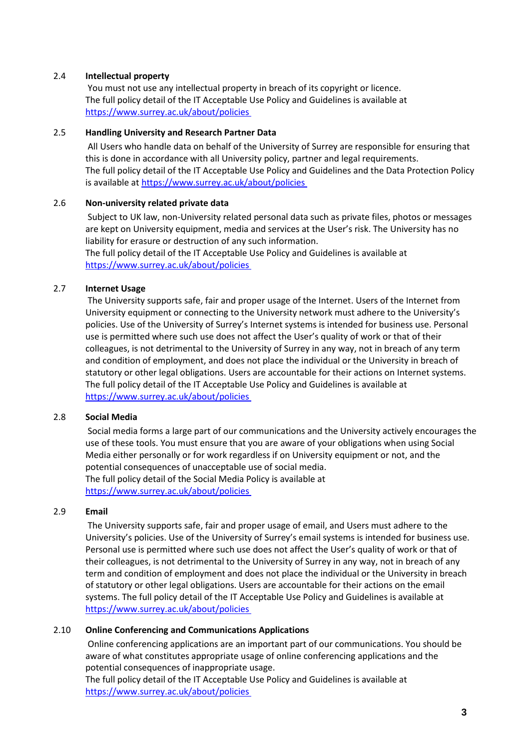### 2.4 Intellectual property

You must not use any intellectual property in breach of its copyright or licence.
The full policy detail of the IT Acceptable Use Policy and Guidelines is available at https://www.surrey.ac.uk/about/policies

### 2.5 Handling University and Research Partner Data

All Users who handle data on behalf of the University of Surrey are responsible for ensuring that this is done in accordance with all University policy, partner and legal requirements.
The full policy detail of the IT Acceptable Use Policy and Guidelines and the Data Protection Policy is available at https://www.surrey.ac.uk/about/policies

### 2.6 Non-university related private data

Subject to UK law, non-University related personal data such as private files, photos or messages are kept on University equipment, media and services at the User's risk. The University has no liability for erasure or destruction of any such information.
The full policy detail of the IT Acceptable Use Policy and Guidelines is available at https://www.surrey.ac.uk/about/policies

### 2.7 Internet Usage

The University supports safe, fair and proper usage of the Internet. Users of the Internet from University equipment or connecting to the University network must adhere to the University's policies. Use of the University of Surrey's Internet systems is intended for business use. Personal use is permitted where such use does not affect the User's quality of work or that of their colleagues, is not detrimental to the University of Surrey in any way, not in breach of any term and condition of employment, and does not place the individual or the University in breach of statutory or other legal obligations. Users are accountable for their actions on Internet systems.
The full policy detail of the IT Acceptable Use Policy and Guidelines is available at https://www.surrey.ac.uk/about/policies

### 2.8 Social Media

Social media forms a large part of our communications and the University actively encourages the use of these tools. You must ensure that you are aware of your obligations when using Social Media either personally or for work regardless if on University equipment or not, and the potential consequences of unacceptable use of social media.
The full policy detail of the Social Media Policy is available at https://www.surrey.ac.uk/about/policies

### 2.9 Email

The University supports safe, fair and proper usage of email, and Users must adhere to the University's policies. Use of the University of Surrey's email systems is intended for business use. Personal use is permitted where such use does not affect the User's quality of work or that of their colleagues, is not detrimental to the University of Surrey in any way, not in breach of any term and condition of employment and does not place the individual or the University in breach of statutory or other legal obligations. Users are accountable for their actions on the email systems. The full policy detail of the IT Acceptable Use Policy and Guidelines is available at https://www.surrey.ac.uk/about/policies

### 2.10 Online Conferencing and Communications Applications

Online conferencing applications are an important part of our communications. You should be aware of what constitutes appropriate usage of online conferencing applications and the potential consequences of inappropriate usage.
The full policy detail of the IT Acceptable Use Policy and Guidelines is available at https://www.surrey.ac.uk/about/policies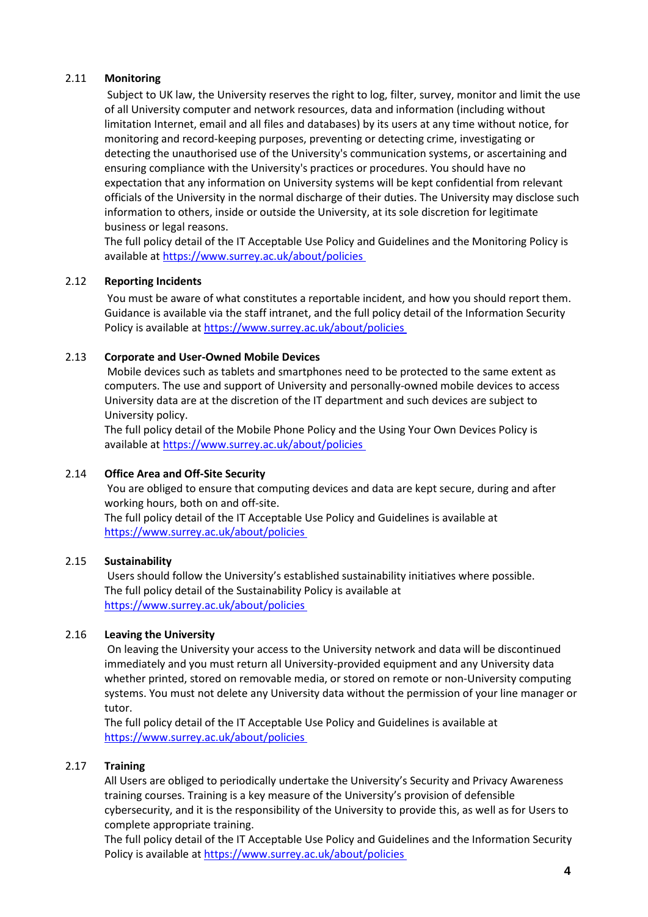### 2.11 Monitoring

Subject to UK law, the University reserves the right to log, filter, survey, monitor and limit the use of all University computer and network resources, data and information (including without limitation Internet, email and all files and databases) by its users at any time without notice, for monitoring and record-keeping purposes, preventing or detecting crime, investigating or detecting the unauthorised use of the University's communication systems, or ascertaining and ensuring compliance with the University's practices or procedures. You should have no expectation that any information on University systems will be kept confidential from relevant officials of the University in the normal discharge of their duties. The University may disclose such information to others, inside or outside the University, at its sole discretion for legitimate business or legal reasons.

The full policy detail of the IT Acceptable Use Policy and Guidelines and the Monitoring Policy is available at https://www.surrey.ac.uk/about/policies

### 2.12 Reporting Incidents

You must be aware of what constitutes a reportable incident, and how you should report them. Guidance is available via the staff intranet, and the full policy detail of the Information Security Policy is available at https://www.surrey.ac.uk/about/policies

### 2.13 Corporate and User-Owned Mobile Devices

Mobile devices such as tablets and smartphones need to be protected to the same extent as computers. The use and support of University and personally-owned mobile devices to access University data are at the discretion of the IT department and such devices are subject to University policy.

The full policy detail of the Mobile Phone Policy and the Using Your Own Devices Policy is available at https://www.surrey.ac.uk/about/policies

### 2.14 Office Area and Off-Site Security

You are obliged to ensure that computing devices and data are kept secure, during and after working hours, both on and off-site.

The full policy detail of the IT Acceptable Use Policy and Guidelines is available at https://www.surrey.ac.uk/about/policies

### 2.15 Sustainability

Users should follow the University's established sustainability initiatives where possible.

The full policy detail of the Sustainability Policy is available at https://www.surrey.ac.uk/about/policies

### 2.16 Leaving the University

On leaving the University your access to the University network and data will be discontinued immediately and you must return all University-provided equipment and any University data whether printed, stored on removable media, or stored on remote or non-University computing systems. You must not delete any University data without the permission of your line manager or tutor.

The full policy detail of the IT Acceptable Use Policy and Guidelines is available at https://www.surrey.ac.uk/about/policies

### 2.17 Training

All Users are obliged to periodically undertake the University's Security and Privacy Awareness training courses. Training is a key measure of the University's provision of defensible cybersecurity, and it is the responsibility of the University to provide this, as well as for Users to complete appropriate training.

The full policy detail of the IT Acceptable Use Policy and Guidelines and the Information Security Policy is available at https://www.surrey.ac.uk/about/policies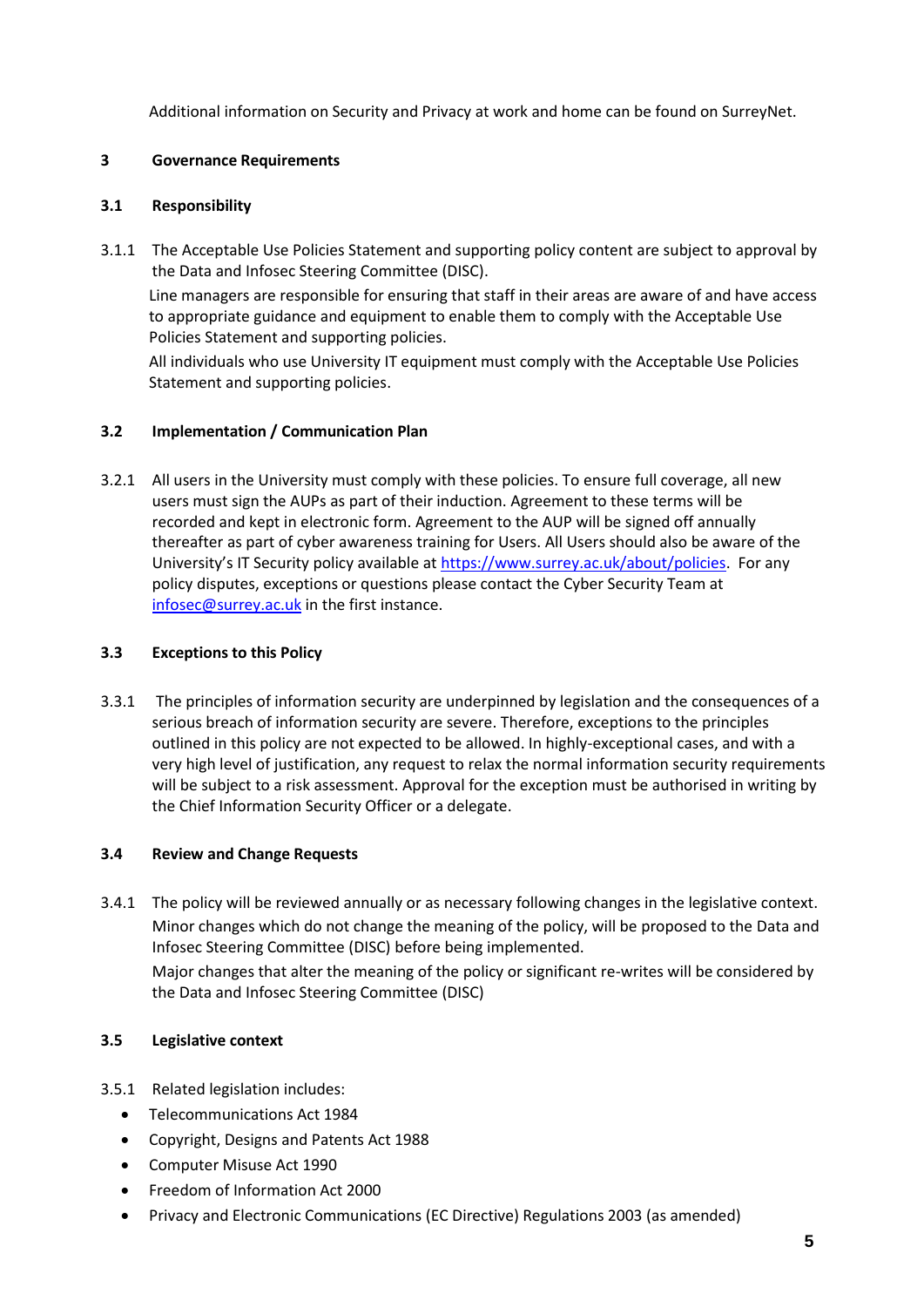Additional information on Security and Privacy at work and home can be found on SurreyNet.

## 3 Governance Requirements

### 3.1 Responsibility

3.1.1 The Acceptable Use Policies Statement and supporting policy content are subject to approval by the Data and Infosec Steering Committee (DISC).

Line managers are responsible for ensuring that staff in their areas are aware of and have access to appropriate guidance and equipment to enable them to comply with the Acceptable Use Policies Statement and supporting policies.

All individuals who use University IT equipment must comply with the Acceptable Use Policies Statement and supporting policies.

### 3.2 Implementation / Communication Plan

3.2.1 All users in the University must comply with these policies. To ensure full coverage, all new users must sign the AUPs as part of their induction. Agreement to these terms will be recorded and kept in electronic form. Agreement to the AUP will be signed off annually thereafter as part of cyber awareness training for Users. All Users should also be aware of the University's IT Security policy available at [https://www.surrey.ac.uk/about/policies](https://www.surrey.ac.uk/about/policies). For any policy disputes, exceptions or questions please contact the Cyber Security Team at [infosec@surrey.ac.uk](mailto:infosec@surrey.ac.uk) in the first instance.

### 3.3 Exceptions to this Policy

3.3.1 The principles of information security are underpinned by legislation and the consequences of a serious breach of information security are severe. Therefore, exceptions to the principles outlined in this policy are not expected to be allowed. In highly-exceptional cases, and with a very high level of justification, any request to relax the normal information security requirements will be subject to a risk assessment. Approval for the exception must be authorised in writing by the Chief Information Security Officer or a delegate.

### 3.4 Review and Change Requests

3.4.1 The policy will be reviewed annually or as necessary following changes in the legislative context.

Minor changes which do not change the meaning of the policy, will be proposed to the Data and Infosec Steering Committee (DISC) before being implemented.

Major changes that alter the meaning of the policy or significant re-writes will be considered by the Data and Infosec Steering Committee (DISC)

### 3.5 Legislative context

3.5.1 Related legislation includes:

- Telecommunications Act 1984
- Copyright, Designs and Patents Act 1988
- Computer Misuse Act 1990
- Freedom of Information Act 2000
- Privacy and Electronic Communications (EC Directive) Regulations 2003 (as amended)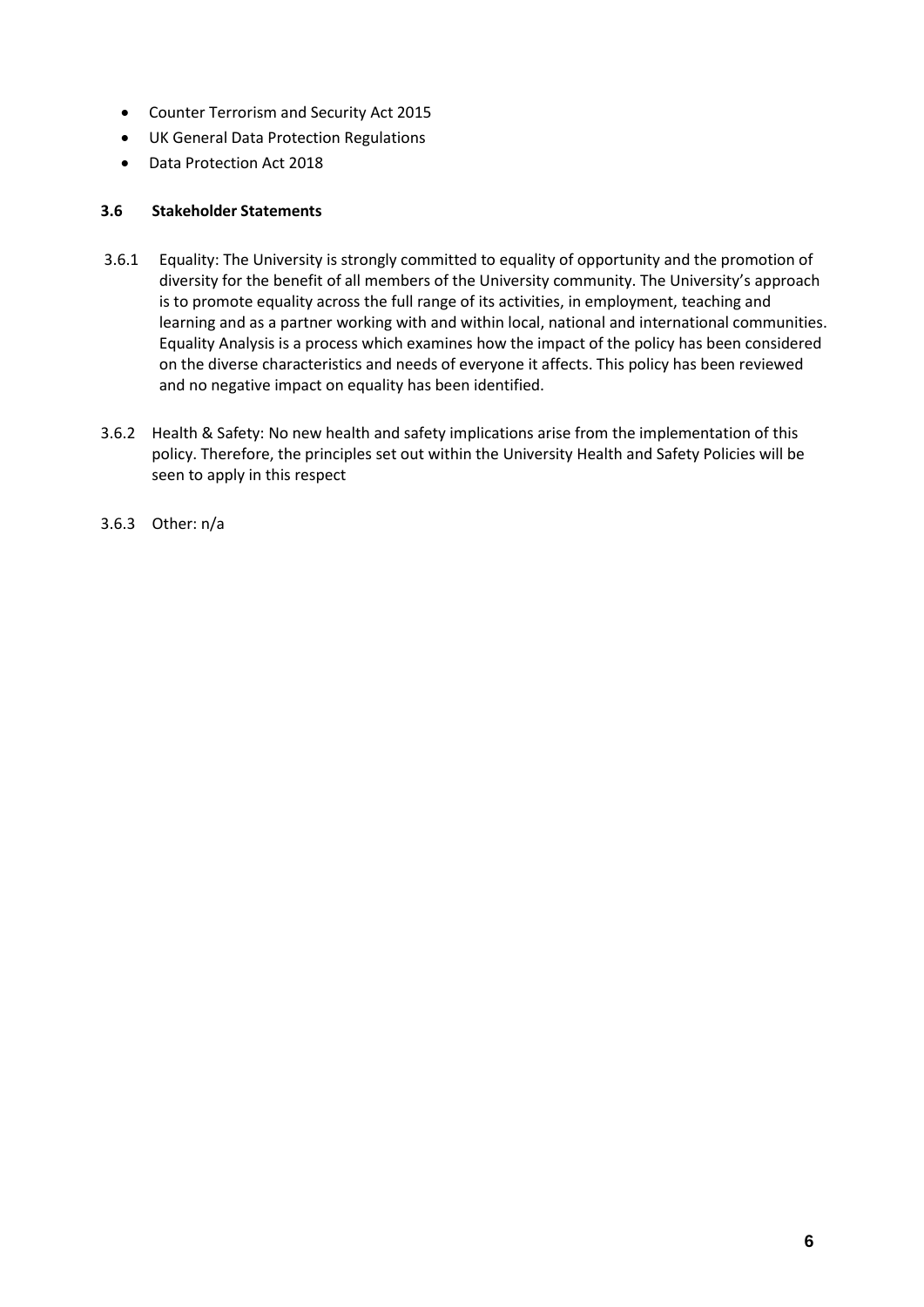- Counter Terrorism and Security Act 2015
- UK General Data Protection Regulations
- Data Protection Act 2018

### 3.6 Stakeholder Statements

3.6.1 Equality: The University is strongly committed to equality of opportunity and the promotion of diversity for the benefit of all members of the University community. The University's approach is to promote equality across the full range of its activities, in employment, teaching and learning and as a partner working with and within local, national and international communities. Equality Analysis is a process which examines how the impact of the policy has been considered on the diverse characteristics and needs of everyone it affects. This policy has been reviewed and no negative impact on equality has been identified.

3.6.2 Health & Safety: No new health and safety implications arise from the implementation of this policy. Therefore, the principles set out within the University Health and Safety Policies will be seen to apply in this respect

3.6.3 Other: n/a